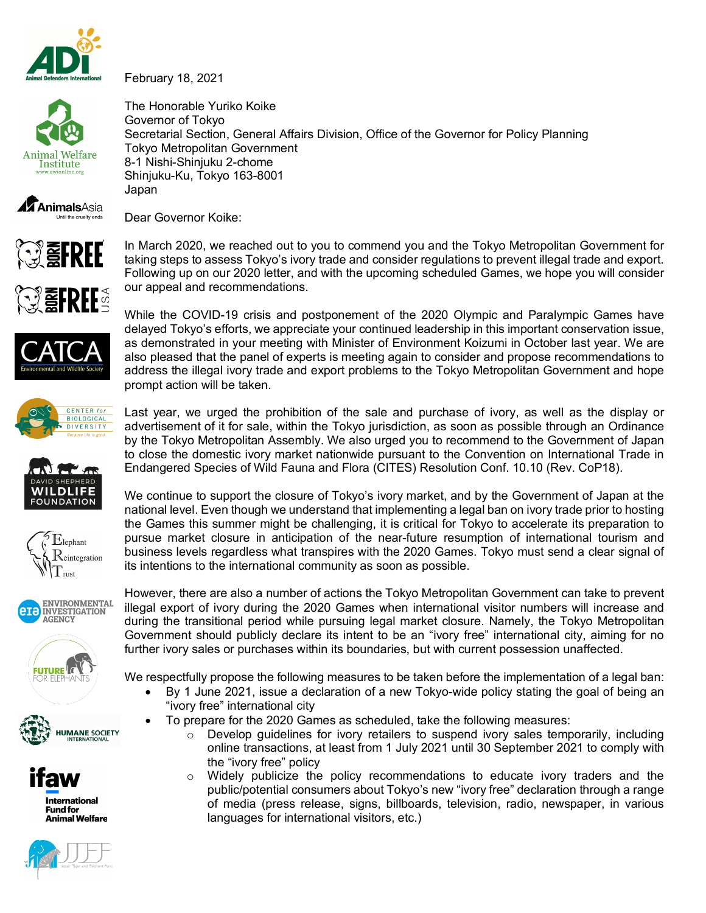February 18, 2021

The Honorable Yuriko Koike
Governor of Tokyo
Secretarial Section, General Affairs Division, Office of the Governor for Policy Planning
Tokyo Metropolitan Government
8-1 Nishi-Shinjuku 2-chome
Shinjuku-Ku, Tokyo 163-8001
Japan

Dear Governor Koike:

In March 2020, we reached out to you to commend you and the Tokyo Metropolitan Government for taking steps to assess Tokyo's ivory trade and consider regulations to prevent illegal trade and export. Following up on our 2020 letter, and with the upcoming scheduled Games, we hope you will consider our appeal and recommendations.

While the COVID-19 crisis and postponement of the 2020 Olympic and Paralympic Games have delayed Tokyo's efforts, we appreciate your continued leadership in this important conservation issue, as demonstrated in your meeting with Minister of Environment Koizumi in October last year. We are also pleased that the panel of experts is meeting again to consider and propose recommendations to address the illegal ivory trade and export problems to the Tokyo Metropolitan Government and hope prompt action will be taken.

Last year, we urged the prohibition of the sale and purchase of ivory, as well as the display or advertisement of it for sale, within the Tokyo jurisdiction, as soon as possible through an Ordinance by the Tokyo Metropolitan Assembly. We also urged you to recommend to the Government of Japan to close the domestic ivory market nationwide pursuant to the Convention on International Trade in Endangered Species of Wild Fauna and Flora (CITES) Resolution Conf. 10.10 (Rev. CoP18).

We continue to support the closure of Tokyo's ivory market, and by the Government of Japan at the national level. Even though we understand that implementing a legal ban on ivory trade prior to hosting the Games this summer might be challenging, it is critical for Tokyo to accelerate its preparation to pursue market closure in anticipation of the near-future resumption of international tourism and business levels regardless what transpires with the 2020 Games. Tokyo must send a clear signal of its intentions to the international community as soon as possible.

However, there are also a number of actions the Tokyo Metropolitan Government can take to prevent illegal export of ivory during the 2020 Games when international visitor numbers will increase and during the transitional period while pursuing legal market closure. Namely, the Tokyo Metropolitan Government should publicly declare its intent to be an "ivory free" international city, aiming for no further ivory sales or purchases within its boundaries, but with current possession unaffected.

We respectfully propose the following measures to be taken before the implementation of a legal ban:

- By 1 June 2021, issue a declaration of a new Tokyo-wide policy stating the goal of being an "ivory free" international city
- To prepare for the 2020 Games as scheduled, take the following measures:
  - Develop guidelines for ivory retailers to suspend ivory sales temporarily, including online transactions, at least from 1 July 2021 until 30 September 2021 to comply with the "ivory free" policy
  - Widely publicize the policy recommendations to educate ivory traders and the public/potential consumers about Tokyo's new "ivory free" declaration through a range of media (press release, signs, billboards, television, radio, newspaper, in various languages for international visitors, etc.)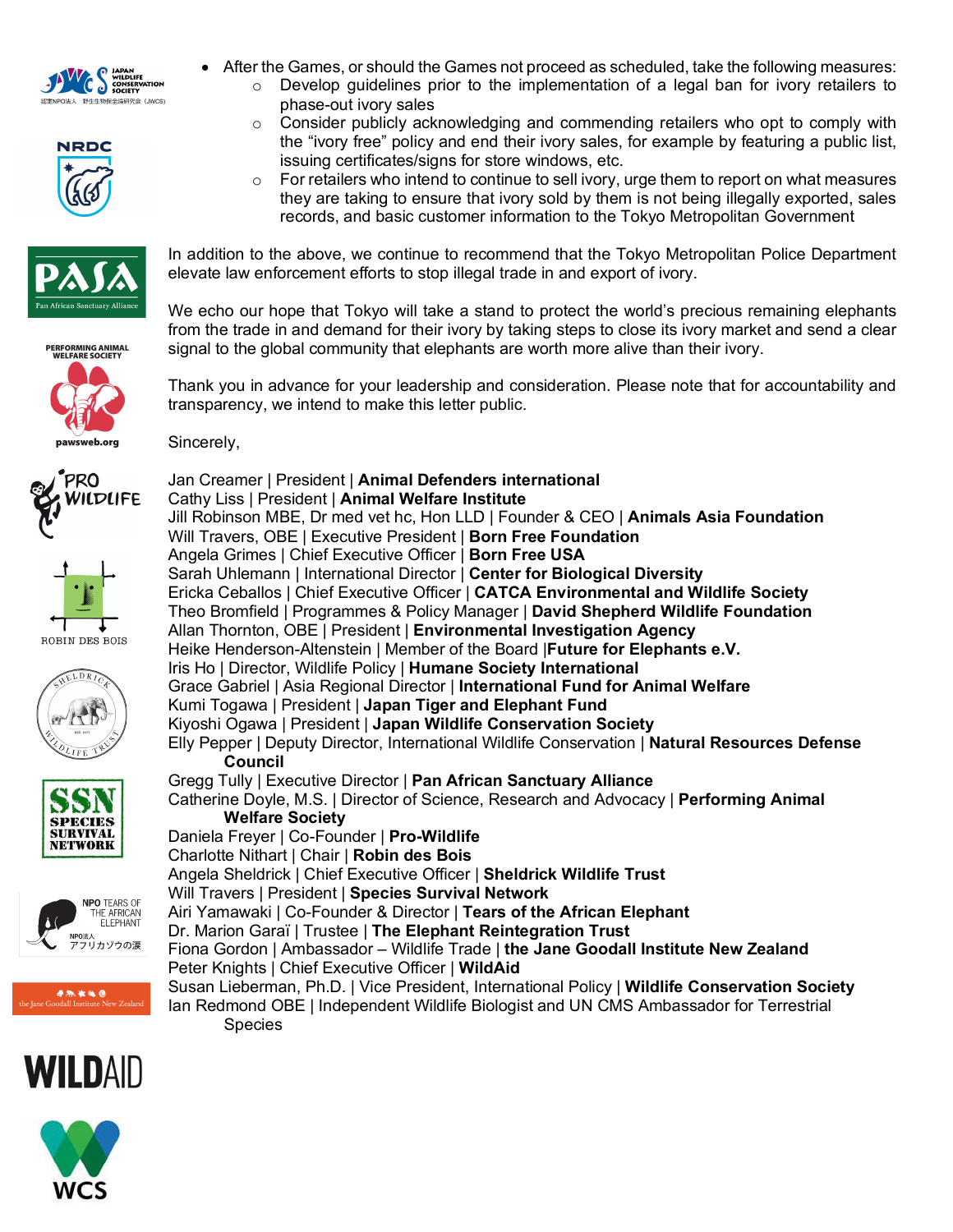- After the Games, or should the Games not proceed as scheduled, take the following measures:
  - Develop guidelines prior to the implementation of a legal ban for ivory retailers to phase-out ivory sales
  - Consider publicly acknowledging and commending retailers who opt to comply with the "ivory free" policy and end their ivory sales, for example by featuring a public list, issuing certificates/signs for store windows, etc.
  - For retailers who intend to continue to sell ivory, urge them to report on what measures they are taking to ensure that ivory sold by them is not being illegally exported, sales records, and basic customer information to the Tokyo Metropolitan Government

In addition to the above, we continue to recommend that the Tokyo Metropolitan Police Department elevate law enforcement efforts to stop illegal trade in and export of ivory.

We echo our hope that Tokyo will take a stand to protect the world's precious remaining elephants from the trade in and demand for their ivory by taking steps to close its ivory market and send a clear signal to the global community that elephants are worth more alive than their ivory.

Thank you in advance for your leadership and consideration. Please note that for accountability and transparency, we intend to make this letter public.

Sincerely,

Jan Creamer | President | **Animal Defenders international**
Cathy Liss | President | **Animal Welfare Institute**
Jill Robinson MBE, Dr med vet hc, Hon LLD | Founder & CEO | **Animals Asia Foundation**
Will Travers, OBE | Executive President | **Born Free Foundation**
Angela Grimes | Chief Executive Officer | **Born Free USA**
Sarah Uhlemann | International Director | **Center for Biological Diversity**
Ericka Ceballos | Chief Executive Officer | **CATCA Environmental and Wildlife Society**
Theo Bromfield | Programmes & Policy Manager | **David Shepherd Wildlife Foundation**
Allan Thornton, OBE | President | **Environmental Investigation Agency**
Heike Henderson-Altenstein | Member of the Board |**Future for Elephants e.V.**
Iris Ho | Director, Wildlife Policy | **Humane Society International**
Grace Gabriel | Asia Regional Director | **International Fund for Animal Welfare**
Kumi Togawa | President | **Japan Tiger and Elephant Fund**
Kiyoshi Ogawa | President | **Japan Wildlife Conservation Society**
Elly Pepper | Deputy Director, International Wildlife Conservation | **Natural Resources Defense Council**
Gregg Tully | Executive Director | **Pan African Sanctuary Alliance**
Catherine Doyle, M.S. | Director of Science, Research and Advocacy | **Performing Animal Welfare Society**
Daniela Freyer | Co-Founder | **Pro-Wildlife**
Charlotte Nithart | Chair | **Robin des Bois**
Angela Sheldrick | Chief Executive Officer | **Sheldrick Wildlife Trust**
Will Travers | President | **Species Survival Network**
Airi Yamawaki | Co-Founder & Director | **Tears of the African Elephant**
Dr. Marion Garaï | Trustee | **The Elephant Reintegration Trust**
Fiona Gordon | Ambassador – Wildlife Trade | **the Jane Goodall Institute New Zealand**
Peter Knights | Chief Executive Officer | **WildAid**
Susan Lieberman, Ph.D. | Vice President, International Policy | **Wildlife Conservation Society**
Ian Redmond OBE | Independent Wildlife Biologist and UN CMS Ambassador for Terrestrial Species